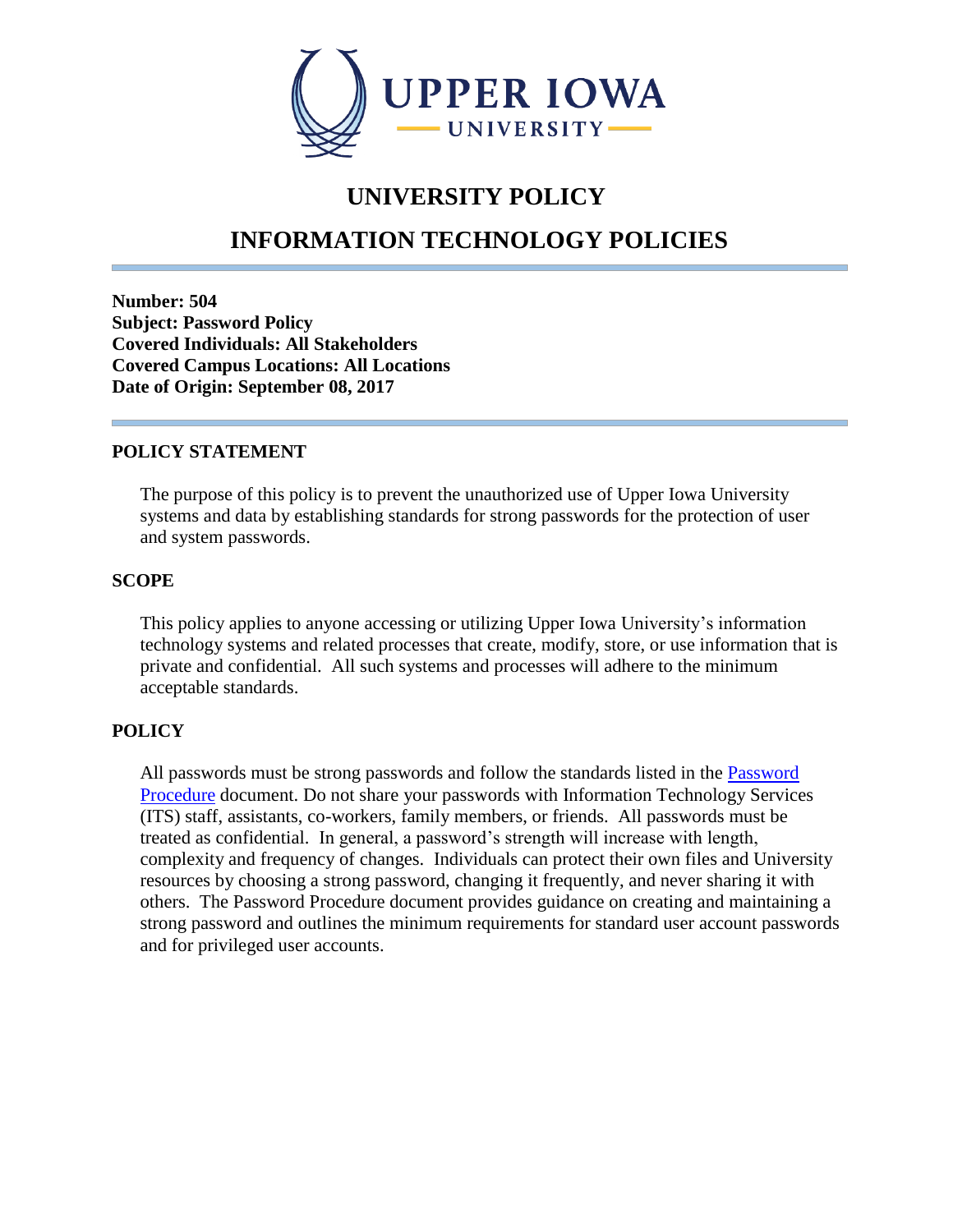UPPER IOWA UNIVERSITY

# UNIVERSITY POLICY

# INFORMATION TECHNOLOGY POLICIES

**Number: 504**
**Subject: Password Policy**
**Covered Individuals: All Stakeholders**
**Covered Campus Locations: All Locations**
**Date of Origin: September 08, 2017**

## POLICY STATEMENT

The purpose of this policy is to prevent the unauthorized use of Upper Iowa University systems and data by establishing standards for strong passwords for the protection of user and system passwords.

## SCOPE

This policy applies to anyone accessing or utilizing Upper Iowa University's information technology systems and related processes that create, modify, store, or use information that is private and confidential. All such systems and processes will adhere to the minimum acceptable standards.

## POLICY

All passwords must be strong passwords and follow the standards listed in the Password Procedure document. Do not share your passwords with Information Technology Services (ITS) staff, assistants, co-workers, family members, or friends. All passwords must be treated as confidential. In general, a password's strength will increase with length, complexity and frequency of changes. Individuals can protect their own files and University resources by choosing a strong password, changing it frequently, and never sharing it with others. The Password Procedure document provides guidance on creating and maintaining a strong password and outlines the minimum requirements for standard user account passwords and for privileged user accounts.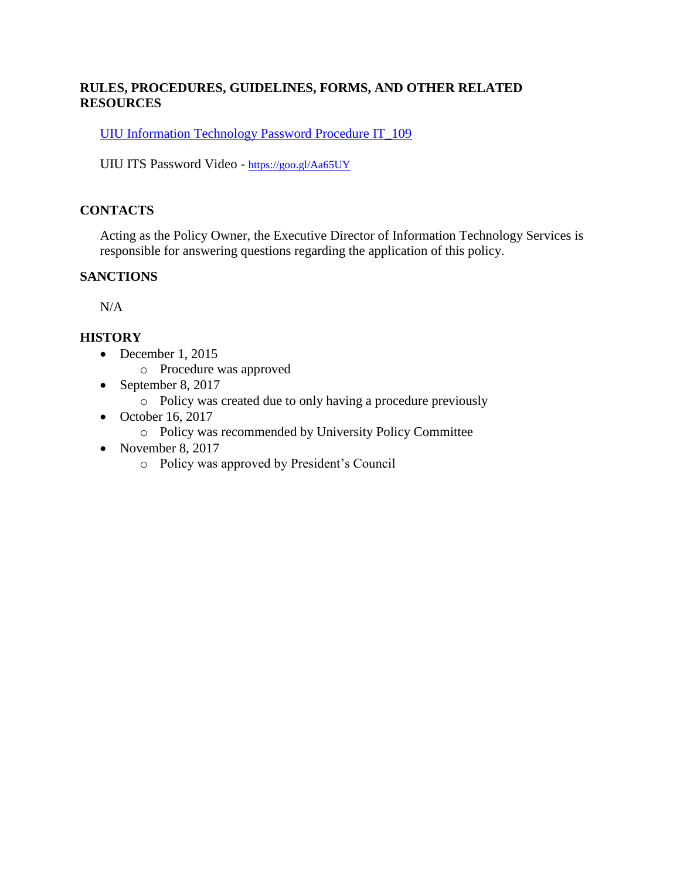## RULES, PROCEDURES, GUIDELINES, FORMS, AND OTHER RELATED RESOURCES

UIU Information Technology Password Procedure IT_109

UIU ITS Password Video - https://goo.gl/Aa65UY

## CONTACTS

Acting as the Policy Owner, the Executive Director of Information Technology Services is responsible for answering questions regarding the application of this policy.

## SANCTIONS

N/A

## HISTORY

- December 1, 2015
  - Procedure was approved
- September 8, 2017
  - Policy was created due to only having a procedure previously
- October 16, 2017
  - Policy was recommended by University Policy Committee
- November 8, 2017
  - Policy was approved by President's Council